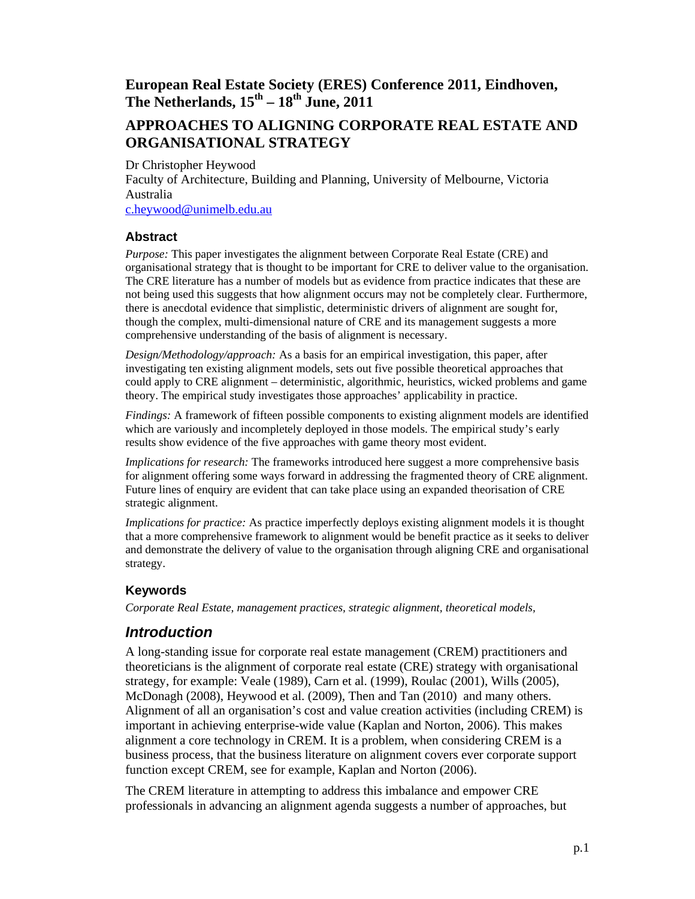# European Real Estate Society (ERES) Conference 2011, Eindhoven, The Netherlands, 15th – 18th June, 2011

# APPROACHES TO ALIGNING CORPORATE REAL ESTATE AND ORGANISATIONAL STRATEGY

Dr Christopher Heywood
Faculty of Architecture, Building and Planning, University of Melbourne, Victoria Australia
c.heywood@unimelb.edu.au

## Abstract

*Purpose:* This paper investigates the alignment between Corporate Real Estate (CRE) and organisational strategy that is thought to be important for CRE to deliver value to the organisation. The CRE literature has a number of models but as evidence from practice indicates that these are not being used this suggests that how alignment occurs may not be completely clear. Furthermore, there is anecdotal evidence that simplistic, deterministic drivers of alignment are sought for, though the complex, multi-dimensional nature of CRE and its management suggests a more comprehensive understanding of the basis of alignment is necessary.

*Design/Methodology/approach:* As a basis for an empirical investigation, this paper, after investigating ten existing alignment models, sets out five possible theoretical approaches that could apply to CRE alignment – deterministic, algorithmic, heuristics, wicked problems and game theory. The empirical study investigates those approaches' applicability in practice.

*Findings:* A framework of fifteen possible components to existing alignment models are identified which are variously and incompletely deployed in those models. The empirical study's early results show evidence of the five approaches with game theory most evident.

*Implications for research:* The frameworks introduced here suggest a more comprehensive basis for alignment offering some ways forward in addressing the fragmented theory of CRE alignment. Future lines of enquiry are evident that can take place using an expanded theorisation of CRE strategic alignment.

*Implications for practice:* As practice imperfectly deploys existing alignment models it is thought that a more comprehensive framework to alignment would be benefit practice as it seeks to deliver and demonstrate the delivery of value to the organisation through aligning CRE and organisational strategy.

## Keywords

*Corporate Real Estate, management practices, strategic alignment, theoretical models,*

## *Introduction*

A long-standing issue for corporate real estate management (CREM) practitioners and theoreticians is the alignment of corporate real estate (CRE) strategy with organisational strategy, for example: Veale (1989), Carn et al. (1999), Roulac (2001), Wills (2005), McDonagh (2008), Heywood et al. (2009), Then and Tan (2010) and many others. Alignment of all an organisation's cost and value creation activities (including CREM) is important in achieving enterprise-wide value (Kaplan and Norton, 2006). This makes alignment a core technology in CREM. It is a problem, when considering CREM is a business process, that the business literature on alignment covers ever corporate support function except CREM, see for example, Kaplan and Norton (2006).

The CREM literature in attempting to address this imbalance and empower CRE professionals in advancing an alignment agenda suggests a number of approaches, but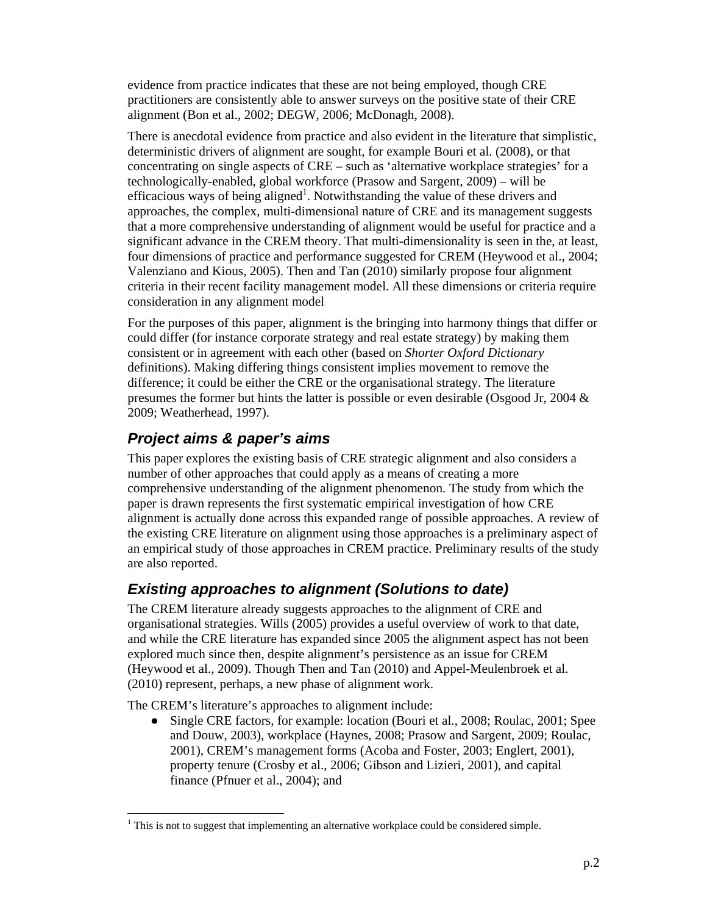evidence from practice indicates that these are not being employed, though CRE practitioners are consistently able to answer surveys on the positive state of their CRE alignment (Bon et al., 2002; DEGW, 2006; McDonagh, 2008).

There is anecdotal evidence from practice and also evident in the literature that simplistic, deterministic drivers of alignment are sought, for example Bouri et al. (2008), or that concentrating on single aspects of CRE – such as 'alternative workplace strategies' for a technologically-enabled, global workforce (Prasow and Sargent, 2009) – will be efficacious ways of being aligned[1]. Notwithstanding the value of these drivers and approaches, the complex, multi-dimensional nature of CRE and its management suggests that a more comprehensive understanding of alignment would be useful for practice and a significant advance in the CREM theory. That multi-dimensionality is seen in the, at least, four dimensions of practice and performance suggested for CREM (Heywood et al., 2004; Valenziano and Kious, 2005). Then and Tan (2010) similarly propose four alignment criteria in their recent facility management model. All these dimensions or criteria require consideration in any alignment model

For the purposes of this paper, alignment is the bringing into harmony things that differ or could differ (for instance corporate strategy and real estate strategy) by making them consistent or in agreement with each other (based on *Shorter Oxford Dictionary* definitions). Making differing things consistent implies movement to remove the difference; it could be either the CRE or the organisational strategy. The literature presumes the former but hints the latter is possible or even desirable (Osgood Jr, 2004 & 2009; Weatherhead, 1997).

## *Project aims & paper's aims*

This paper explores the existing basis of CRE strategic alignment and also considers a number of other approaches that could apply as a means of creating a more comprehensive understanding of the alignment phenomenon. The study from which the paper is drawn represents the first systematic empirical investigation of how CRE alignment is actually done across this expanded range of possible approaches. A review of the existing CRE literature on alignment using those approaches is a preliminary aspect of an empirical study of those approaches in CREM practice. Preliminary results of the study are also reported.

## *Existing approaches to alignment (Solutions to date)*

The CREM literature already suggests approaches to the alignment of CRE and organisational strategies. Wills (2005) provides a useful overview of work to that date, and while the CRE literature has expanded since 2005 the alignment aspect has not been explored much since then, despite alignment's persistence as an issue for CREM (Heywood et al., 2009). Though Then and Tan (2010) and Appel-Meulenbroek et al. (2010) represent, perhaps, a new phase of alignment work.

The CREM's literature's approaches to alignment include:

- Single CRE factors, for example: location (Bouri et al., 2008; Roulac, 2001; Spee and Douw, 2003), workplace (Haynes, 2008; Prasow and Sargent, 2009; Roulac, 2001), CREM's management forms (Acoba and Foster, 2003; Englert, 2001), property tenure (Crosby et al., 2006; Gibson and Lizieri, 2001), and capital finance (Pfnuer et al., 2004); and

[1] This is not to suggest that implementing an alternative workplace could be considered simple.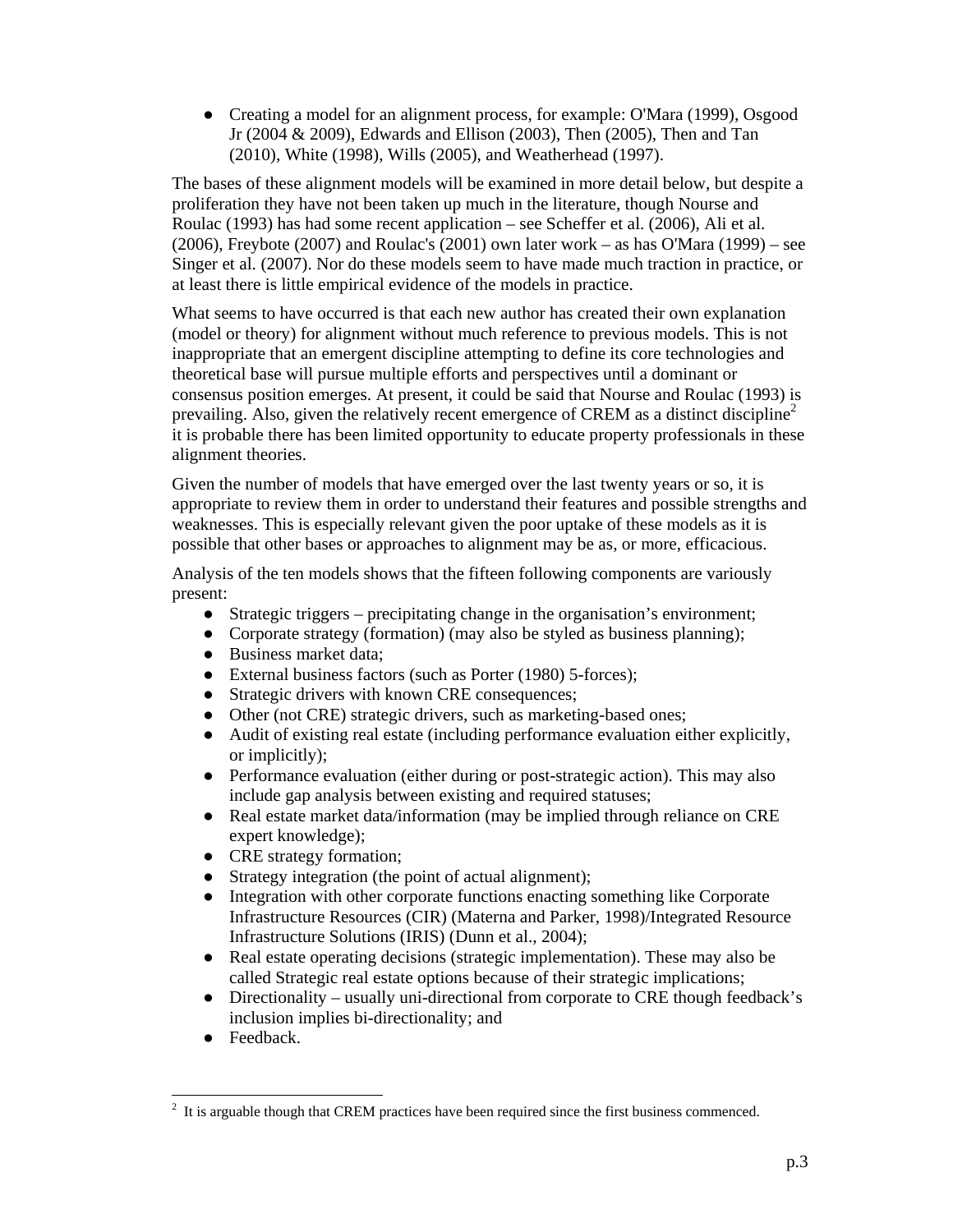- Creating a model for an alignment process, for example: O'Mara (1999), Osgood Jr (2004 & 2009), Edwards and Ellison (2003), Then (2005), Then and Tan (2010), White (1998), Wills (2005), and Weatherhead (1997).

The bases of these alignment models will be examined in more detail below, but despite a proliferation they have not been taken up much in the literature, though Nourse and Roulac (1993) has had some recent application – see Scheffer et al. (2006), Ali et al. (2006), Freybote (2007) and Roulac's (2001) own later work – as has O'Mara (1999) – see Singer et al. (2007). Nor do these models seem to have made much traction in practice, or at least there is little empirical evidence of the models in practice.

What seems to have occurred is that each new author has created their own explanation (model or theory) for alignment without much reference to previous models. This is not inappropriate that an emergent discipline attempting to define its core technologies and theoretical base will pursue multiple efforts and perspectives until a dominant or consensus position emerges. At present, it could be said that Nourse and Roulac (1993) is prevailing. Also, given the relatively recent emergence of CREM as a distinct discipline[2] it is probable there has been limited opportunity to educate property professionals in these alignment theories.

Given the number of models that have emerged over the last twenty years or so, it is appropriate to review them in order to understand their features and possible strengths and weaknesses. This is especially relevant given the poor uptake of these models as it is possible that other bases or approaches to alignment may be as, or more, efficacious.

Analysis of the ten models shows that the fifteen following components are variously present:

- Strategic triggers – precipitating change in the organisation's environment;
- Corporate strategy (formation) (may also be styled as business planning);
- Business market data;
- External business factors (such as Porter (1980) 5-forces);
- Strategic drivers with known CRE consequences;
- Other (not CRE) strategic drivers, such as marketing-based ones;
- Audit of existing real estate (including performance evaluation either explicitly, or implicitly);
- Performance evaluation (either during or post-strategic action). This may also include gap analysis between existing and required statuses;
- Real estate market data/information (may be implied through reliance on CRE expert knowledge);
- CRE strategy formation;
- Strategy integration (the point of actual alignment);
- Integration with other corporate functions enacting something like Corporate Infrastructure Resources (CIR) (Materna and Parker, 1998)/Integrated Resource Infrastructure Solutions (IRIS) (Dunn et al., 2004);
- Real estate operating decisions (strategic implementation). These may also be called Strategic real estate options because of their strategic implications;
- Directionality – usually uni-directional from corporate to CRE though feedback's inclusion implies bi-directionality; and
- Feedback.

---

[2] It is arguable though that CREM practices have been required since the first business commenced.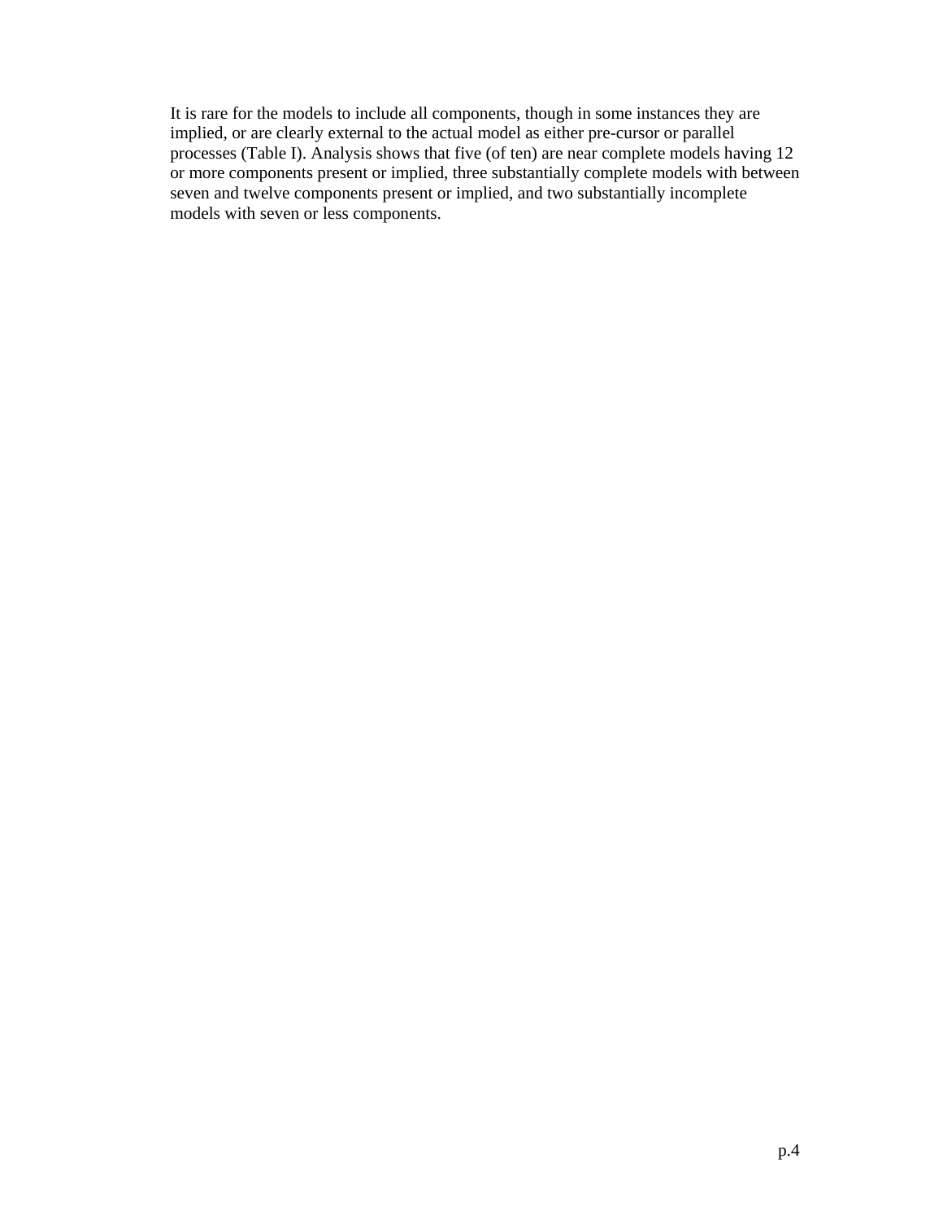It is rare for the models to include all components, though in some instances they are implied, or are clearly external to the actual model as either pre-cursor or parallel processes (Table I). Analysis shows that five (of ten) are near complete models having 12 or more components present or implied, three substantially complete models with between seven and twelve components present or implied, and two substantially incomplete models with seven or less components.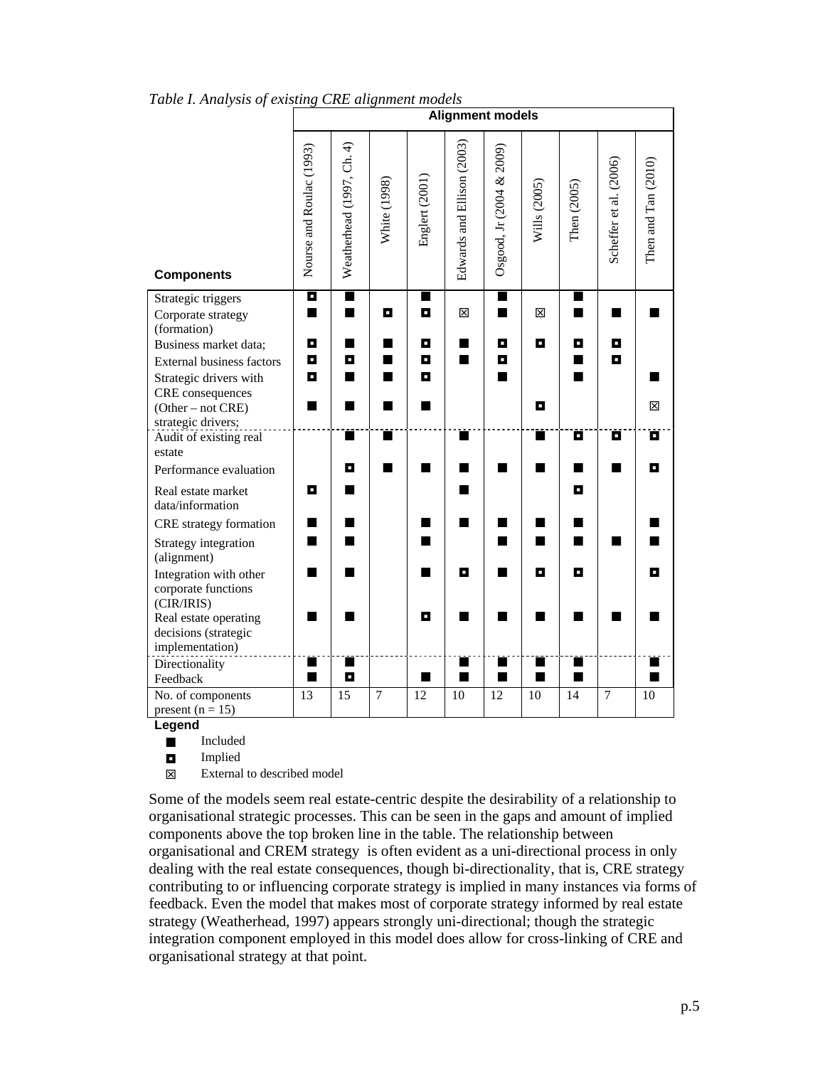*Table I. Analysis of existing CRE alignment models*

| Components | Nourse and Roulac (1993) | Weatherhead (1997, Ch. 4) | White (1998) | Englert (2001) | Edwards and Ellison (2003) | Osgood, Jr (2004 & 2009) | Wills (2005) | Then (2005) | Scheffer et al. (2006) | Then and Tan (2010) |
|---|---|---|---|---|---|---|---|---|---|---|
| | **Alignment models** | | | | | | | | | |
| Strategic triggers | ▣ | ■ | | ■ | | ■ | | ■ | | |
| Corporate strategy (formation) | ■ | ■ | ▣ | ▣ | ☒ | ■ | ☒ | ■ | ■ | ■ |
| Business market data; | ▣ | ■ | ■ | ▣ | ■ | ▣ | ▣ | ▣ | ▣ | |
| External business factors | ▣ | ▣ | ■ | ▣ | ■ | ▣ | | ■ | ▣ | |
| Strategic drivers with CRE consequences | ▣ | ■ | ■ | ▣ | | ■ | | ■ | | ■ |
| (Other – not CRE) strategic drivers; | ■ | ■ | ■ | ■ | | | ▣ | | | ☒ |
| Audit of existing real estate | | ■ | ■ | | ■ | | ■ | ▣ | ▣ | ▣ |
| Performance evaluation | | ▣ | ■ | ■ | ■ | ■ | ■ | ■ | ■ | ▣ |
| Real estate market data/information | ▣ | ■ | | | ■ | | | ▣ | | |
| CRE strategy formation | ■ | ■ | | ■ | ■ | ■ | ■ | ■ | | ■ |
| Strategy integration (alignment) | ■ | ■ | | ■ | | ■ | ■ | ■ | ■ | ■ |
| Integration with other corporate functions (CIR/IRIS) | ■ | ■ | | ■ | ▣ | ■ | ▣ | ▣ | | ▣ |
| Real estate operating decisions (strategic implementation) | ■ | ■ | | ▣ | ■ | ■ | ■ | ■ | ■ | ■ |
| Directionality | ■ | ■ | | | ■ | ■ | ■ | ■ | | ■ |
| Feedback | ■ | ▣ | | ■ | ■ | ■ | ■ | ■ | | ■ |
| No. of components present (n = 15) | 13 | 15 | 7 | 12 | 10 | 12 | 10 | 14 | 7 | 10 |

**Legend**

■ Included

▣ Implied

☒ External to described model

Some of the models seem real estate-centric despite the desirability of a relationship to organisational strategic processes. This can be seen in the gaps and amount of implied components above the top broken line in the table. The relationship between organisational and CREM strategy is often evident as a uni-directional process in only dealing with the real estate consequences, though bi-directionality, that is, CRE strategy contributing to or influencing corporate strategy is implied in many instances via forms of feedback. Even the model that makes most of corporate strategy informed by real estate strategy (Weatherhead, 1997) appears strongly uni-directional; though the strategic integration component employed in this model does allow for cross-linking of CRE and organisational strategy at that point.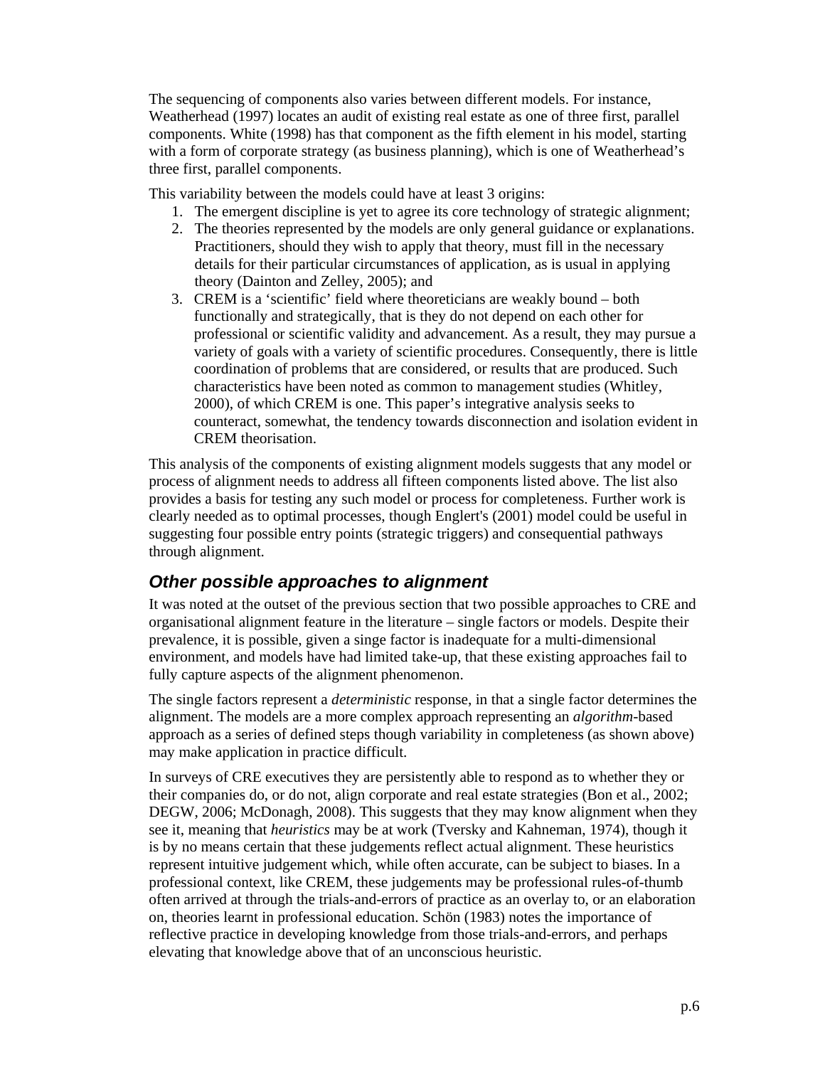The sequencing of components also varies between different models. For instance, Weatherhead (1997) locates an audit of existing real estate as one of three first, parallel components. White (1998) has that component as the fifth element in his model, starting with a form of corporate strategy (as business planning), which is one of Weatherhead's three first, parallel components.

This variability between the models could have at least 3 origins:

1. The emergent discipline is yet to agree its core technology of strategic alignment;
2. The theories represented by the models are only general guidance or explanations. Practitioners, should they wish to apply that theory, must fill in the necessary details for their particular circumstances of application, as is usual in applying theory (Dainton and Zelley, 2005); and
3. CREM is a 'scientific' field where theoreticians are weakly bound – both functionally and strategically, that is they do not depend on each other for professional or scientific validity and advancement. As a result, they may pursue a variety of goals with a variety of scientific procedures. Consequently, there is little coordination of problems that are considered, or results that are produced. Such characteristics have been noted as common to management studies (Whitley, 2000), of which CREM is one. This paper's integrative analysis seeks to counteract, somewhat, the tendency towards disconnection and isolation evident in CREM theorisation.

This analysis of the components of existing alignment models suggests that any model or process of alignment needs to address all fifteen components listed above. The list also provides a basis for testing any such model or process for completeness. Further work is clearly needed as to optimal processes, though Englert's (2001) model could be useful in suggesting four possible entry points (strategic triggers) and consequential pathways through alignment.

## *Other possible approaches to alignment*

It was noted at the outset of the previous section that two possible approaches to CRE and organisational alignment feature in the literature – single factors or models. Despite their prevalence, it is possible, given a singe factor is inadequate for a multi-dimensional environment, and models have had limited take-up, that these existing approaches fail to fully capture aspects of the alignment phenomenon.

The single factors represent a *deterministic* response, in that a single factor determines the alignment. The models are a more complex approach representing an *algorithm*-based approach as a series of defined steps though variability in completeness (as shown above) may make application in practice difficult.

In surveys of CRE executives they are persistently able to respond as to whether they or their companies do, or do not, align corporate and real estate strategies (Bon et al., 2002; DEGW, 2006; McDonagh, 2008). This suggests that they may know alignment when they see it, meaning that *heuristics* may be at work (Tversky and Kahneman, 1974), though it is by no means certain that these judgements reflect actual alignment. These heuristics represent intuitive judgement which, while often accurate, can be subject to biases. In a professional context, like CREM, these judgements may be professional rules-of-thumb often arrived at through the trials-and-errors of practice as an overlay to, or an elaboration on, theories learnt in professional education. Schön (1983) notes the importance of reflective practice in developing knowledge from those trials-and-errors, and perhaps elevating that knowledge above that of an unconscious heuristic.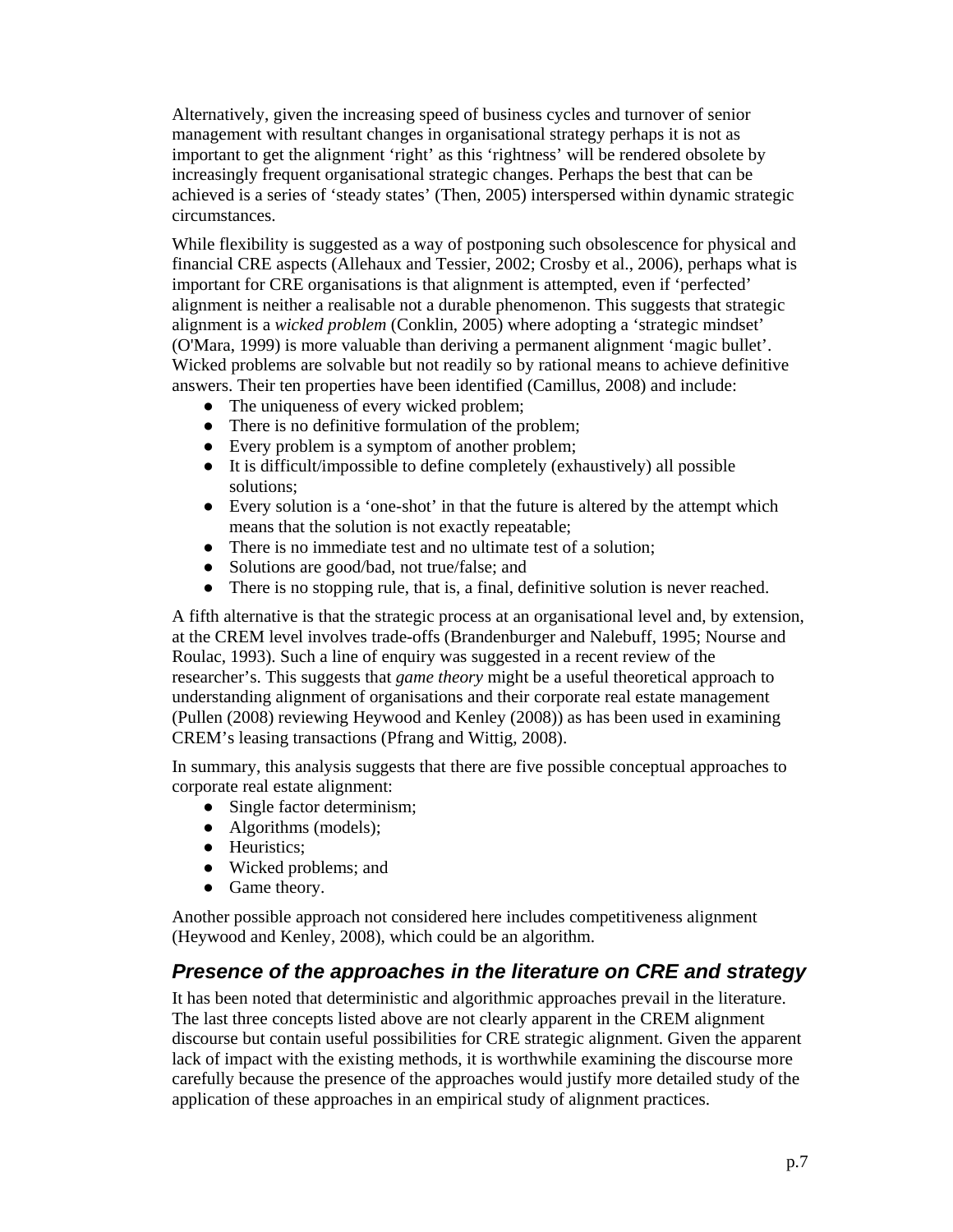Alternatively, given the increasing speed of business cycles and turnover of senior management with resultant changes in organisational strategy perhaps it is not as important to get the alignment 'right' as this 'rightness' will be rendered obsolete by increasingly frequent organisational strategic changes. Perhaps the best that can be achieved is a series of 'steady states' (Then, 2005) interspersed within dynamic strategic circumstances.

While flexibility is suggested as a way of postponing such obsolescence for physical and financial CRE aspects (Allehaux and Tessier, 2002; Crosby et al., 2006), perhaps what is important for CRE organisations is that alignment is attempted, even if 'perfected' alignment is neither a realisable not a durable phenomenon. This suggests that strategic alignment is a *wicked problem* (Conklin, 2005) where adopting a 'strategic mindset' (O'Mara, 1999) is more valuable than deriving a permanent alignment 'magic bullet'. Wicked problems are solvable but not readily so by rational means to achieve definitive answers. Their ten properties have been identified (Camillus, 2008) and include:

- The uniqueness of every wicked problem;
- There is no definitive formulation of the problem;
- Every problem is a symptom of another problem;
- It is difficult/impossible to define completely (exhaustively) all possible solutions;
- Every solution is a 'one-shot' in that the future is altered by the attempt which means that the solution is not exactly repeatable;
- There is no immediate test and no ultimate test of a solution;
- Solutions are good/bad, not true/false; and
- There is no stopping rule, that is, a final, definitive solution is never reached.

A fifth alternative is that the strategic process at an organisational level and, by extension, at the CREM level involves trade-offs (Brandenburger and Nalebuff, 1995; Nourse and Roulac, 1993). Such a line of enquiry was suggested in a recent review of the researcher's. This suggests that *game theory* might be a useful theoretical approach to understanding alignment of organisations and their corporate real estate management (Pullen (2008) reviewing Heywood and Kenley (2008)) as has been used in examining CREM's leasing transactions (Pfrang and Wittig, 2008).

In summary, this analysis suggests that there are five possible conceptual approaches to corporate real estate alignment:

- Single factor determinism;
- Algorithms (models);
- Heuristics;
- Wicked problems; and
- Game theory.

Another possible approach not considered here includes competitiveness alignment (Heywood and Kenley, 2008), which could be an algorithm.

## Presence of the approaches in the literature on CRE and strategy

It has been noted that deterministic and algorithmic approaches prevail in the literature. The last three concepts listed above are not clearly apparent in the CREM alignment discourse but contain useful possibilities for CRE strategic alignment. Given the apparent lack of impact with the existing methods, it is worthwhile examining the discourse more carefully because the presence of the approaches would justify more detailed study of the application of these approaches in an empirical study of alignment practices.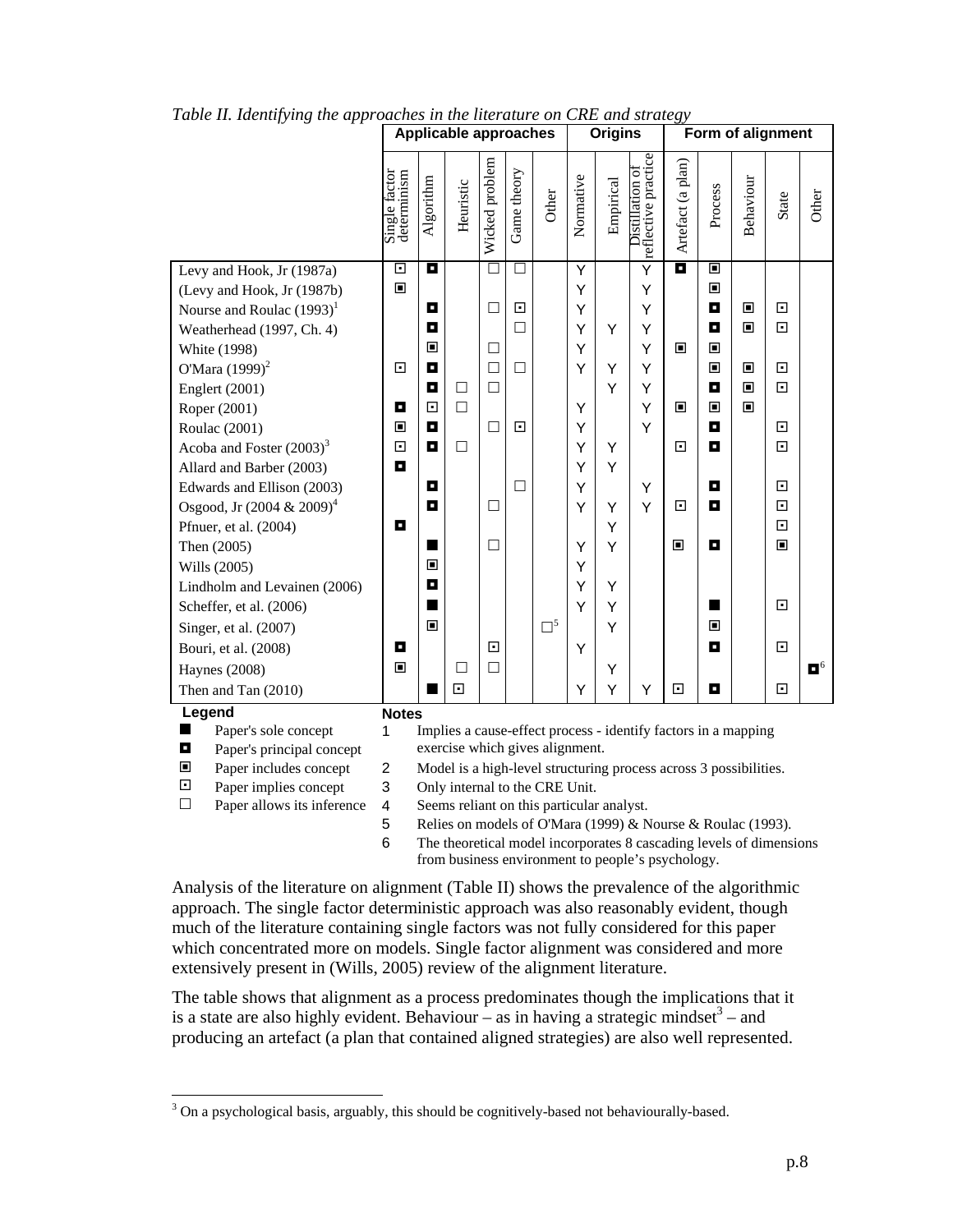*Table II. Identifying the approaches in the literature on CRE and strategy*

| | Applicable approaches | | | | | | Origins | | | Form of alignment | | | | |
|---|---|---|---|---|---|---|---|---|---|---|---|---|---|---|
| | Single factor determinism | Algorithm | Heuristic | Wicked problem | Game theory | Other | Normative | Empirical | Distillation of reflective practice | Artefact (a plan) | Process | Behaviour | State | Other |
| Levy and Hook, Jr (1987a) | ⊡ | ◘ | | □ | □ | | Y | | Y | ◘ | ▣ | | | |
| (Levy and Hook, Jr (1987b) | ▣ | | | | | | Y | | Y | | ▣ | | | |
| Nourse and Roulac (1993)[1] | | ◘ | | □ | ⊡ | | Y | | Y | | ◘ | ▣ | ⊡ | |
| Weatherhead (1997, Ch. 4) | | ◘ | | | □ | | Y | Y | Y | | ◘ | ▣ | ⊡ | |
| White (1998) | | ▣ | | □ | | | Y | | Y | ▣ | ▣ | | | |
| O'Mara (1999)[2] | ⊡ | ◘ | | □ | □ | | Y | Y | Y | | ▣ | ▣ | ⊡ | |
| Englert (2001) | | ◘ | □ | □ | | | | Y | Y | | ◘ | ▣ | ⊡ | |
| Roper (2001) | ◘ | ⊡ | □ | | | | Y | | Y | ▣ | ▣ | ▣ | | |
| Roulac (2001) | ▣ | ◘ | | □ | ⊡ | | Y | | Y | | ◘ | | ⊡ | |
| Acoba and Foster (2003)[3] | ⊡ | ◘ | □ | | | | Y | Y | | ⊡ | ◘ | | ⊡ | |
| Allard and Barber (2003) | ◘ | | | | | | Y | Y | | | | | | |
| Edwards and Ellison (2003) | | ◘ | | | □ | | Y | | Y | | ◘ | | ⊡ | |
| Osgood, Jr (2004 & 2009)[4] | | ◘ | | □ | | | Y | Y | Y | ⊡ | ◘ | | ⊡ | |
| Pfnuer, et al. (2004) | ◘ | | | | | | | Y | | | | | ⊡ | |
| Then (2005) | | ■ | | □ | | | Y | Y | | ▣ | ◘ | | ▣ | |
| Wills (2005) | | ▣ | | | | | Y | | | | | | | |
| Lindholm and Levainen (2006) | | ◘ | | | | | Y | Y | | | | | | |
| Scheffer, et al. (2006) | | ■ | | | | | Y | Y | | | ■ | | ⊡ | |
| Singer, et al. (2007) | | ▣ | | | | □[5] | | Y | | | ▣ | | | |
| Bouri, et al. (2008) | ◘ | | | ⊡ | | | Y | | | | ◘ | | ⊡ | |
| Haynes (2008) | ▣ | | □ | □ | | | | Y | | | | | | ◘[6] |
| Then and Tan (2010) | | ■ | ⊡ | | | | Y | Y | Y | ⊡ | ◘ | | ⊡ | |

**Legend**

- ■ Paper's sole concept
- ◘ Paper's principal concept
- ▣ Paper includes concept
- ⊡ Paper implies concept
- □ Paper allows its inference

**Notes**

1. Implies a cause-effect process - identify factors in a mapping exercise which gives alignment.
2. Model is a high-level structuring process across 3 possibilities.
3. Only internal to the CRE Unit.
4. Seems reliant on this particular analyst.
5. Relies on models of O'Mara (1999) & Nourse & Roulac (1993).
6. The theoretical model incorporates 8 cascading levels of dimensions from business environment to people's psychology.

Analysis of the literature on alignment (Table II) shows the prevalence of the algorithmic approach. The single factor deterministic approach was also reasonably evident, though much of the literature containing single factors was not fully considered for this paper which concentrated more on models. Single factor alignment was considered and more extensively present in (Wills, 2005) review of the alignment literature.

The table shows that alignment as a process predominates though the implications that it is a state are also highly evident. Behaviour – as in having a strategic mindset[3] – and producing an artefact (a plan that contained aligned strategies) are also well represented.

[3] On a psychological basis, arguably, this should be cognitively-based not behaviourally-based.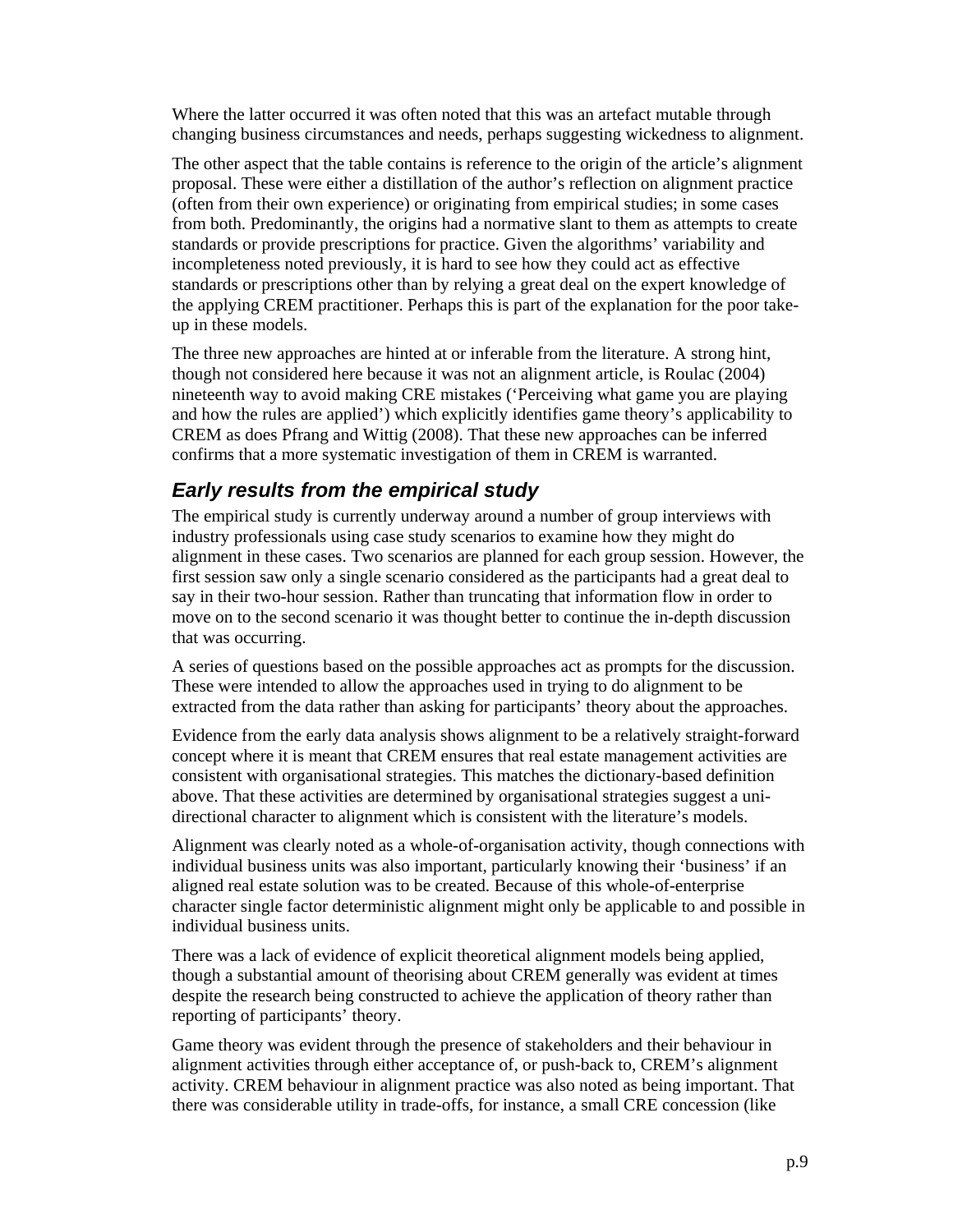Where the latter occurred it was often noted that this was an artefact mutable through changing business circumstances and needs, perhaps suggesting wickedness to alignment.

The other aspect that the table contains is reference to the origin of the article's alignment proposal. These were either a distillation of the author's reflection on alignment practice (often from their own experience) or originating from empirical studies; in some cases from both. Predominantly, the origins had a normative slant to them as attempts to create standards or provide prescriptions for practice. Given the algorithms' variability and incompleteness noted previously, it is hard to see how they could act as effective standards or prescriptions other than by relying a great deal on the expert knowledge of the applying CREM practitioner. Perhaps this is part of the explanation for the poor take-up in these models.

The three new approaches are hinted at or inferable from the literature. A strong hint, though not considered here because it was not an alignment article, is Roulac (2004) nineteenth way to avoid making CRE mistakes ('Perceiving what game you are playing and how the rules are applied') which explicitly identifies game theory's applicability to CREM as does Pfrang and Wittig (2008). That these new approaches can be inferred confirms that a more systematic investigation of them in CREM is warranted.

## *Early results from the empirical study*

The empirical study is currently underway around a number of group interviews with industry professionals using case study scenarios to examine how they might do alignment in these cases. Two scenarios are planned for each group session. However, the first session saw only a single scenario considered as the participants had a great deal to say in their two-hour session. Rather than truncating that information flow in order to move on to the second scenario it was thought better to continue the in-depth discussion that was occurring.

A series of questions based on the possible approaches act as prompts for the discussion. These were intended to allow the approaches used in trying to do alignment to be extracted from the data rather than asking for participants' theory about the approaches.

Evidence from the early data analysis shows alignment to be a relatively straight-forward concept where it is meant that CREM ensures that real estate management activities are consistent with organisational strategies. This matches the dictionary-based definition above. That these activities are determined by organisational strategies suggest a uni-directional character to alignment which is consistent with the literature's models.

Alignment was clearly noted as a whole-of-organisation activity, though connections with individual business units was also important, particularly knowing their 'business' if an aligned real estate solution was to be created. Because of this whole-of-enterprise character single factor deterministic alignment might only be applicable to and possible in individual business units.

There was a lack of evidence of explicit theoretical alignment models being applied, though a substantial amount of theorising about CREM generally was evident at times despite the research being constructed to achieve the application of theory rather than reporting of participants' theory.

Game theory was evident through the presence of stakeholders and their behaviour in alignment activities through either acceptance of, or push-back to, CREM's alignment activity. CREM behaviour in alignment practice was also noted as being important. That there was considerable utility in trade-offs, for instance, a small CRE concession (like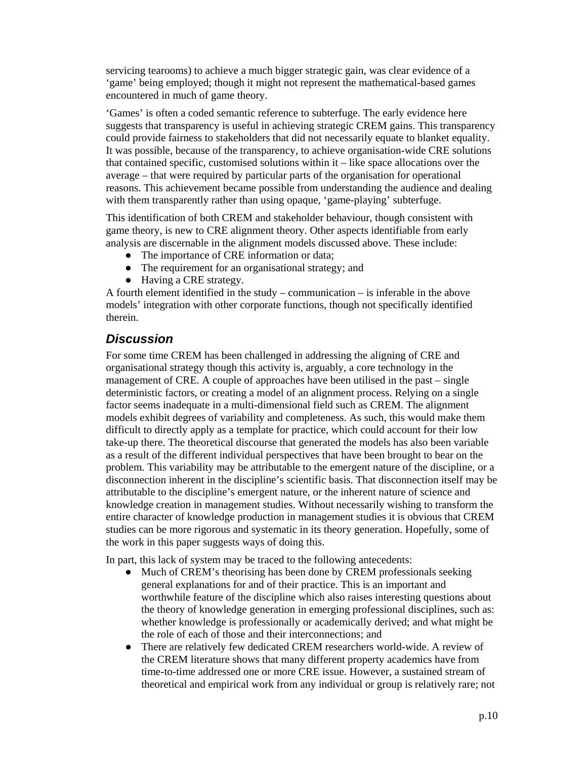servicing tearooms) to achieve a much bigger strategic gain, was clear evidence of a 'game' being employed; though it might not represent the mathematical-based games encountered in much of game theory.

'Games' is often a coded semantic reference to subterfuge. The early evidence here suggests that transparency is useful in achieving strategic CREM gains. This transparency could provide fairness to stakeholders that did not necessarily equate to blanket equality. It was possible, because of the transparency, to achieve organisation-wide CRE solutions that contained specific, customised solutions within it – like space allocations over the average – that were required by particular parts of the organisation for operational reasons. This achievement became possible from understanding the audience and dealing with them transparently rather than using opaque, 'game-playing' subterfuge.

This identification of both CREM and stakeholder behaviour, though consistent with game theory, is new to CRE alignment theory. Other aspects identifiable from early analysis are discernable in the alignment models discussed above. These include:

- The importance of CRE information or data;
- The requirement for an organisational strategy; and
- Having a CRE strategy.

A fourth element identified in the study – communication – is inferable in the above models' integration with other corporate functions, though not specifically identified therein.

## *Discussion*

For some time CREM has been challenged in addressing the aligning of CRE and organisational strategy though this activity is, arguably, a core technology in the management of CRE. A couple of approaches have been utilised in the past – single deterministic factors, or creating a model of an alignment process. Relying on a single factor seems inadequate in a multi-dimensional field such as CREM. The alignment models exhibit degrees of variability and completeness. As such, this would make them difficult to directly apply as a template for practice, which could account for their low take-up there. The theoretical discourse that generated the models has also been variable as a result of the different individual perspectives that have been brought to bear on the problem. This variability may be attributable to the emergent nature of the discipline, or a disconnection inherent in the discipline's scientific basis. That disconnection itself may be attributable to the discipline's emergent nature, or the inherent nature of science and knowledge creation in management studies. Without necessarily wishing to transform the entire character of knowledge production in management studies it is obvious that CREM studies can be more rigorous and systematic in its theory generation. Hopefully, some of the work in this paper suggests ways of doing this.

In part, this lack of system may be traced to the following antecedents:

- Much of CREM's theorising has been done by CREM professionals seeking general explanations for and of their practice. This is an important and worthwhile feature of the discipline which also raises interesting questions about the theory of knowledge generation in emerging professional disciplines, such as: whether knowledge is professionally or academically derived; and what might be the role of each of those and their interconnections; and
- There are relatively few dedicated CREM researchers world-wide. A review of the CREM literature shows that many different property academics have from time-to-time addressed one or more CRE issue. However, a sustained stream of theoretical and empirical work from any individual or group is relatively rare; not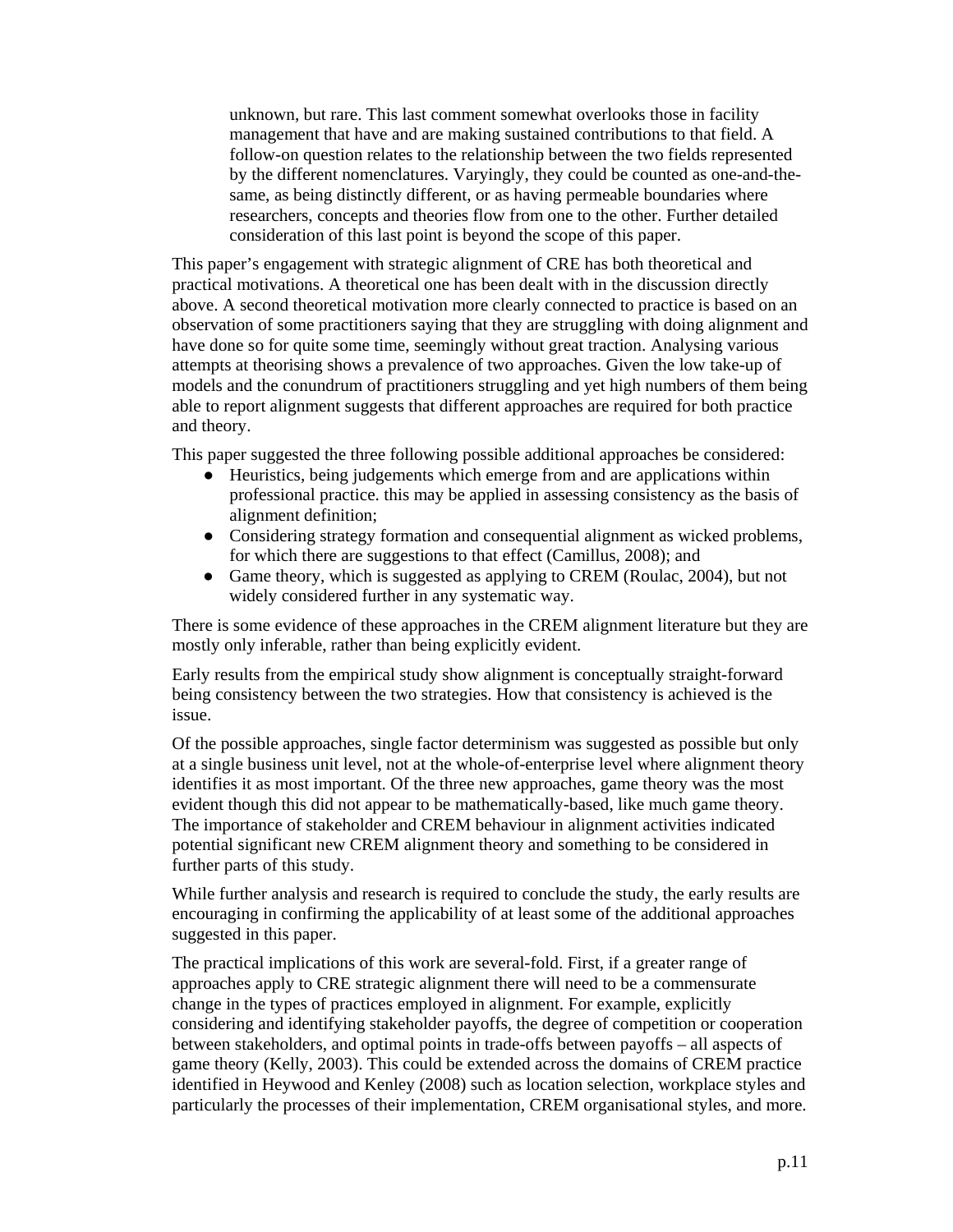> unknown, but rare. This last comment somewhat overlooks those in facility management that have and are making sustained contributions to that field. A follow-on question relates to the relationship between the two fields represented by the different nomenclatures. Varyingly, they could be counted as one-and-the-same, as being distinctly different, or as having permeable boundaries where researchers, concepts and theories flow from one to the other. Further detailed consideration of this last point is beyond the scope of this paper.

This paper's engagement with strategic alignment of CRE has both theoretical and practical motivations. A theoretical one has been dealt with in the discussion directly above. A second theoretical motivation more clearly connected to practice is based on an observation of some practitioners saying that they are struggling with doing alignment and have done so for quite some time, seemingly without great traction. Analysing various attempts at theorising shows a prevalence of two approaches. Given the low take-up of models and the conundrum of practitioners struggling and yet high numbers of them being able to report alignment suggests that different approaches are required for both practice and theory.

This paper suggested the three following possible additional approaches be considered:

- Heuristics, being judgements which emerge from and are applications within professional practice. this may be applied in assessing consistency as the basis of alignment definition;
- Considering strategy formation and consequential alignment as wicked problems, for which there are suggestions to that effect (Camillus, 2008); and
- Game theory, which is suggested as applying to CREM (Roulac, 2004), but not widely considered further in any systematic way.

There is some evidence of these approaches in the CREM alignment literature but they are mostly only inferable, rather than being explicitly evident.

Early results from the empirical study show alignment is conceptually straight-forward being consistency between the two strategies. How that consistency is achieved is the issue.

Of the possible approaches, single factor determinism was suggested as possible but only at a single business unit level, not at the whole-of-enterprise level where alignment theory identifies it as most important. Of the three new approaches, game theory was the most evident though this did not appear to be mathematically-based, like much game theory. The importance of stakeholder and CREM behaviour in alignment activities indicated potential significant new CREM alignment theory and something to be considered in further parts of this study.

While further analysis and research is required to conclude the study, the early results are encouraging in confirming the applicability of at least some of the additional approaches suggested in this paper.

The practical implications of this work are several-fold. First, if a greater range of approaches apply to CRE strategic alignment there will need to be a commensurate change in the types of practices employed in alignment. For example, explicitly considering and identifying stakeholder payoffs, the degree of competition or cooperation between stakeholders, and optimal points in trade-offs between payoffs – all aspects of game theory (Kelly, 2003). This could be extended across the domains of CREM practice identified in Heywood and Kenley (2008) such as location selection, workplace styles and particularly the processes of their implementation, CREM organisational styles, and more.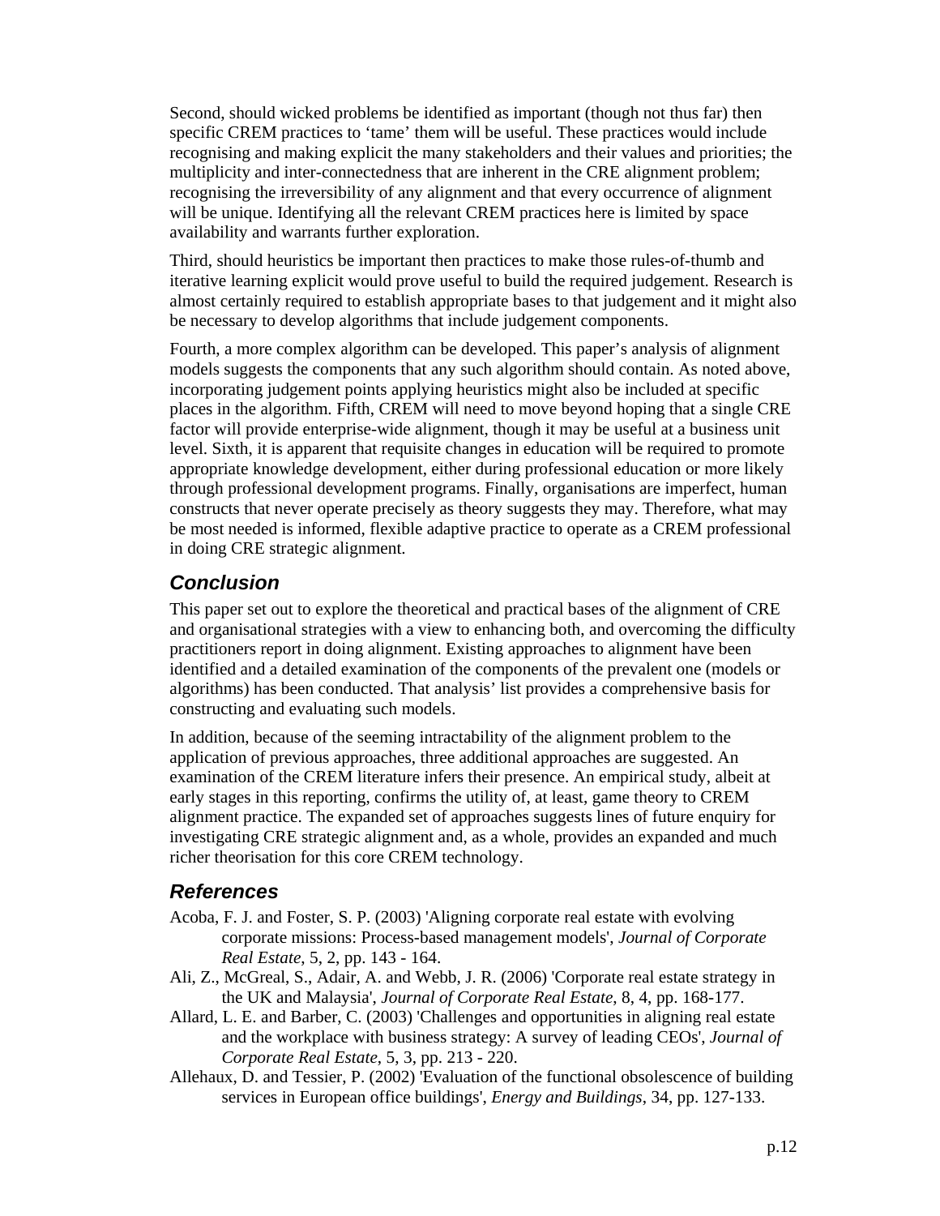Second, should wicked problems be identified as important (though not thus far) then specific CREM practices to 'tame' them will be useful. These practices would include recognising and making explicit the many stakeholders and their values and priorities; the multiplicity and inter-connectedness that are inherent in the CRE alignment problem; recognising the irreversibility of any alignment and that every occurrence of alignment will be unique. Identifying all the relevant CREM practices here is limited by space availability and warrants further exploration.

Third, should heuristics be important then practices to make those rules-of-thumb and iterative learning explicit would prove useful to build the required judgement. Research is almost certainly required to establish appropriate bases to that judgement and it might also be necessary to develop algorithms that include judgement components.

Fourth, a more complex algorithm can be developed. This paper's analysis of alignment models suggests the components that any such algorithm should contain. As noted above, incorporating judgement points applying heuristics might also be included at specific places in the algorithm. Fifth, CREM will need to move beyond hoping that a single CRE factor will provide enterprise-wide alignment, though it may be useful at a business unit level. Sixth, it is apparent that requisite changes in education will be required to promote appropriate knowledge development, either during professional education or more likely through professional development programs. Finally, organisations are imperfect, human constructs that never operate precisely as theory suggests they may. Therefore, what may be most needed is informed, flexible adaptive practice to operate as a CREM professional in doing CRE strategic alignment.

## Conclusion

This paper set out to explore the theoretical and practical bases of the alignment of CRE and organisational strategies with a view to enhancing both, and overcoming the difficulty practitioners report in doing alignment. Existing approaches to alignment have been identified and a detailed examination of the components of the prevalent one (models or algorithms) has been conducted. That analysis' list provides a comprehensive basis for constructing and evaluating such models.

In addition, because of the seeming intractability of the alignment problem to the application of previous approaches, three additional approaches are suggested. An examination of the CREM literature infers their presence. An empirical study, albeit at early stages in this reporting, confirms the utility of, at least, game theory to CREM alignment practice. The expanded set of approaches suggests lines of future enquiry for investigating CRE strategic alignment and, as a whole, provides an expanded and much richer theorisation for this core CREM technology.

## References

Acoba, F. J. and Foster, S. P. (2003) 'Aligning corporate real estate with evolving corporate missions: Process-based management models', *Journal of Corporate Real Estate*, 5, 2, pp. 143 - 164.

Ali, Z., McGreal, S., Adair, A. and Webb, J. R. (2006) 'Corporate real estate strategy in the UK and Malaysia', *Journal of Corporate Real Estate*, 8, 4, pp. 168-177.

Allard, L. E. and Barber, C. (2003) 'Challenges and opportunities in aligning real estate and the workplace with business strategy: A survey of leading CEOs', *Journal of Corporate Real Estate*, 5, 3, pp. 213 - 220.

Allehaux, D. and Tessier, P. (2002) 'Evaluation of the functional obsolescence of building services in European office buildings', *Energy and Buildings*, 34, pp. 127-133.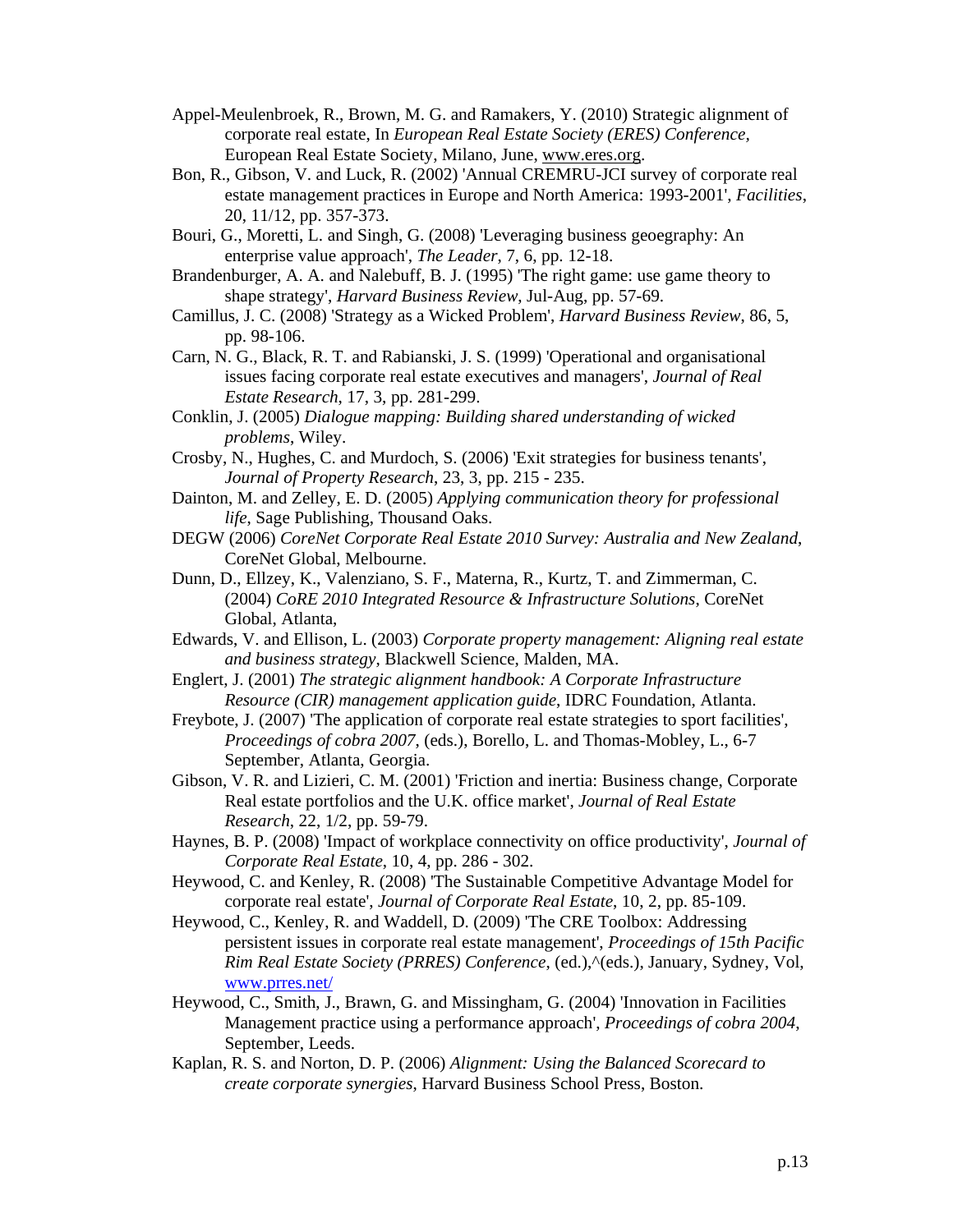Appel-Meulenbroek, R., Brown, M. G. and Ramakers, Y. (2010) Strategic alignment of corporate real estate, In *European Real Estate Society (ERES) Conference*, European Real Estate Society, Milano, June, www.eres.org.

Bon, R., Gibson, V. and Luck, R. (2002) 'Annual CREMRU-JCI survey of corporate real estate management practices in Europe and North America: 1993-2001', *Facilities*, 20, 11/12, pp. 357-373.

Bouri, G., Moretti, L. and Singh, G. (2008) 'Leveraging business geoegraphy: An enterprise value approach', *The Leader*, 7, 6, pp. 12-18.

Brandenburger, A. A. and Nalebuff, B. J. (1995) 'The right game: use game theory to shape strategy', *Harvard Business Review*, Jul-Aug, pp. 57-69.

Camillus, J. C. (2008) 'Strategy as a Wicked Problem', *Harvard Business Review*, 86, 5, pp. 98-106.

Carn, N. G., Black, R. T. and Rabianski, J. S. (1999) 'Operational and organisational issues facing corporate real estate executives and managers', *Journal of Real Estate Research*, 17, 3, pp. 281-299.

Conklin, J. (2005) *Dialogue mapping: Building shared understanding of wicked problems*, Wiley.

Crosby, N., Hughes, C. and Murdoch, S. (2006) 'Exit strategies for business tenants', *Journal of Property Research*, 23, 3, pp. 215 - 235.

Dainton, M. and Zelley, E. D. (2005) *Applying communication theory for professional life*, Sage Publishing, Thousand Oaks.

DEGW (2006) *CoreNet Corporate Real Estate 2010 Survey: Australia and New Zealand*, CoreNet Global, Melbourne.

Dunn, D., Ellzey, K., Valenziano, S. F., Materna, R., Kurtz, T. and Zimmerman, C. (2004) *CoRE 2010 Integrated Resource & Infrastructure Solutions*, CoreNet Global, Atlanta,

Edwards, V. and Ellison, L. (2003) *Corporate property management: Aligning real estate and business strategy*, Blackwell Science, Malden, MA.

Englert, J. (2001) *The strategic alignment handbook: A Corporate Infrastructure Resource (CIR) management application guide*, IDRC Foundation, Atlanta.

Freybote, J. (2007) 'The application of corporate real estate strategies to sport facilities', *Proceedings of cobra 2007*, (eds.), Borello, L. and Thomas-Mobley, L., 6-7 September, Atlanta, Georgia.

Gibson, V. R. and Lizieri, C. M. (2001) 'Friction and inertia: Business change, Corporate Real estate portfolios and the U.K. office market', *Journal of Real Estate Research*, 22, 1/2, pp. 59-79.

Haynes, B. P. (2008) 'Impact of workplace connectivity on office productivity', *Journal of Corporate Real Estate*, 10, 4, pp. 286 - 302.

Heywood, C. and Kenley, R. (2008) 'The Sustainable Competitive Advantage Model for corporate real estate', *Journal of Corporate Real Estate*, 10, 2, pp. 85-109.

Heywood, C., Kenley, R. and Waddell, D. (2009) 'The CRE Toolbox: Addressing persistent issues in corporate real estate management', *Proceedings of 15th Pacific Rim Real Estate Society (PRRES) Conference*, (ed.),^(eds.), January, Sydney, Vol, www.prres.net/

Heywood, C., Smith, J., Brawn, G. and Missingham, G. (2004) 'Innovation in Facilities Management practice using a performance approach', *Proceedings of cobra 2004*, September, Leeds.

Kaplan, R. S. and Norton, D. P. (2006) *Alignment: Using the Balanced Scorecard to create corporate synergies*, Harvard Business School Press, Boston.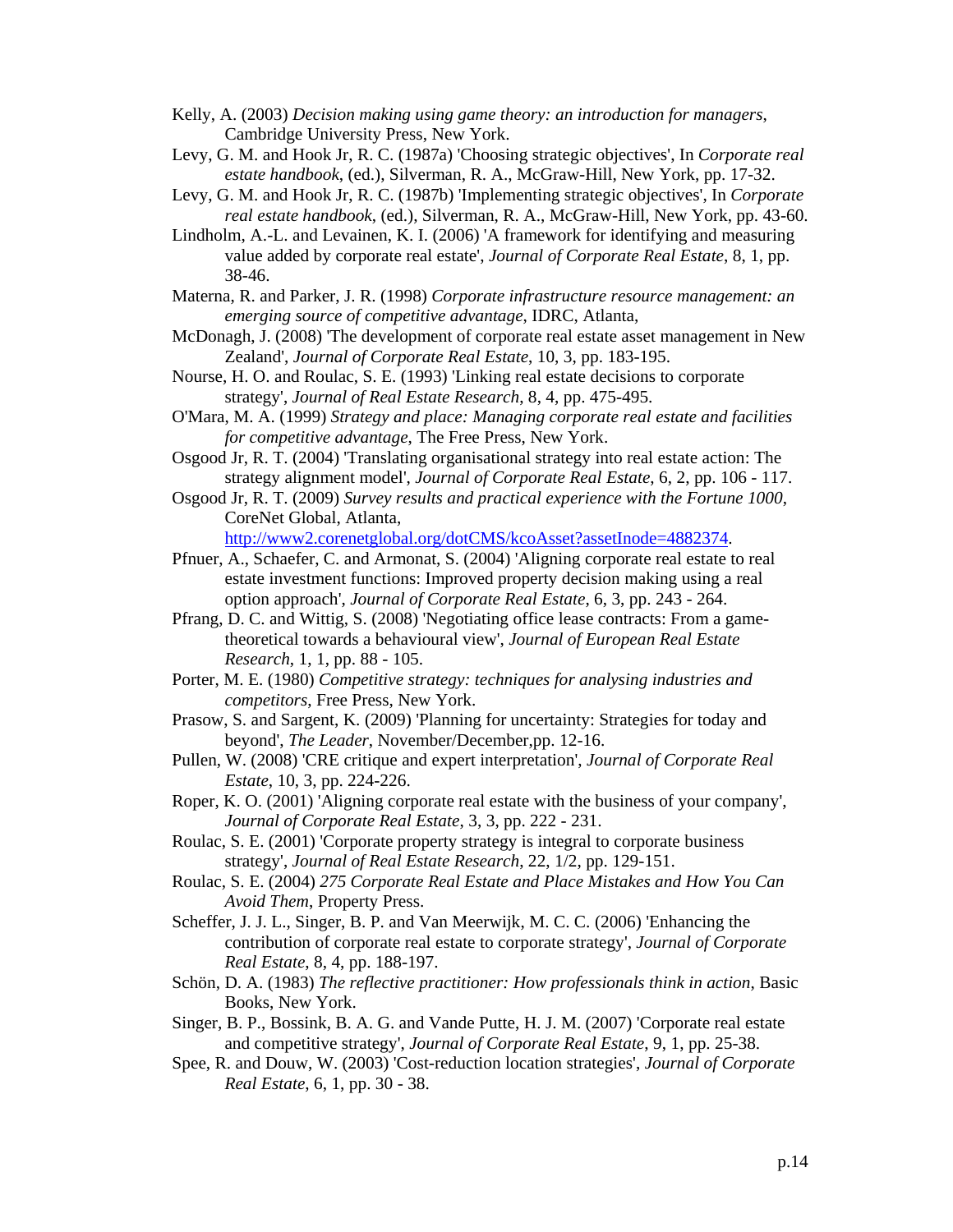Kelly, A. (2003) *Decision making using game theory: an introduction for managers*, Cambridge University Press, New York.

Levy, G. M. and Hook Jr, R. C. (1987a) 'Choosing strategic objectives', In *Corporate real estate handbook*, (ed.), Silverman, R. A., McGraw-Hill, New York, pp. 17-32.

Levy, G. M. and Hook Jr, R. C. (1987b) 'Implementing strategic objectives', In *Corporate real estate handbook*, (ed.), Silverman, R. A., McGraw-Hill, New York, pp. 43-60.

Lindholm, A.-L. and Levainen, K. I. (2006) 'A framework for identifying and measuring value added by corporate real estate', *Journal of Corporate Real Estate*, 8, 1, pp. 38-46.

Materna, R. and Parker, J. R. (1998) *Corporate infrastructure resource management: an emerging source of competitive advantage*, IDRC, Atlanta,

McDonagh, J. (2008) 'The development of corporate real estate asset management in New Zealand', *Journal of Corporate Real Estate*, 10, 3, pp. 183-195.

Nourse, H. O. and Roulac, S. E. (1993) 'Linking real estate decisions to corporate strategy', *Journal of Real Estate Research*, 8, 4, pp. 475-495.

O'Mara, M. A. (1999) *Strategy and place: Managing corporate real estate and facilities for competitive advantage*, The Free Press, New York.

Osgood Jr, R. T. (2004) 'Translating organisational strategy into real estate action: The strategy alignment model', *Journal of Corporate Real Estate*, 6, 2, pp. 106 - 117.

Osgood Jr, R. T. (2009) *Survey results and practical experience with the Fortune 1000*, CoreNet Global, Atlanta, http://www2.corenetglobal.org/dotCMS/kcoAsset?assetInode=4882374.

Pfnuer, A., Schaefer, C. and Armonat, S. (2004) 'Aligning corporate real estate to real estate investment functions: Improved property decision making using a real option approach', *Journal of Corporate Real Estate*, 6, 3, pp. 243 - 264.

Pfrang, D. C. and Wittig, S. (2008) 'Negotiating office lease contracts: From a game-theoretical towards a behavioural view', *Journal of European Real Estate Research*, 1, 1, pp. 88 - 105.

Porter, M. E. (1980) *Competitive strategy: techniques for analysing industries and competitors*, Free Press, New York.

Prasow, S. and Sargent, K. (2009) 'Planning for uncertainty: Strategies for today and beyond', *The Leader*, November/December,pp. 12-16.

Pullen, W. (2008) 'CRE critique and expert interpretation', *Journal of Corporate Real Estate*, 10, 3, pp. 224-226.

Roper, K. O. (2001) 'Aligning corporate real estate with the business of your company', *Journal of Corporate Real Estate*, 3, 3, pp. 222 - 231.

Roulac, S. E. (2001) 'Corporate property strategy is integral to corporate business strategy', *Journal of Real Estate Research*, 22, 1/2, pp. 129-151.

Roulac, S. E. (2004) *275 Corporate Real Estate and Place Mistakes and How You Can Avoid Them*, Property Press.

Scheffer, J. J. L., Singer, B. P. and Van Meerwijk, M. C. C. (2006) 'Enhancing the contribution of corporate real estate to corporate strategy', *Journal of Corporate Real Estate*, 8, 4, pp. 188-197.

Schön, D. A. (1983) *The reflective practitioner: How professionals think in action*, Basic Books, New York.

Singer, B. P., Bossink, B. A. G. and Vande Putte, H. J. M. (2007) 'Corporate real estate and competitive strategy', *Journal of Corporate Real Estate*, 9, 1, pp. 25-38.

Spee, R. and Douw, W. (2003) 'Cost-reduction location strategies', *Journal of Corporate Real Estate*, 6, 1, pp. 30 - 38.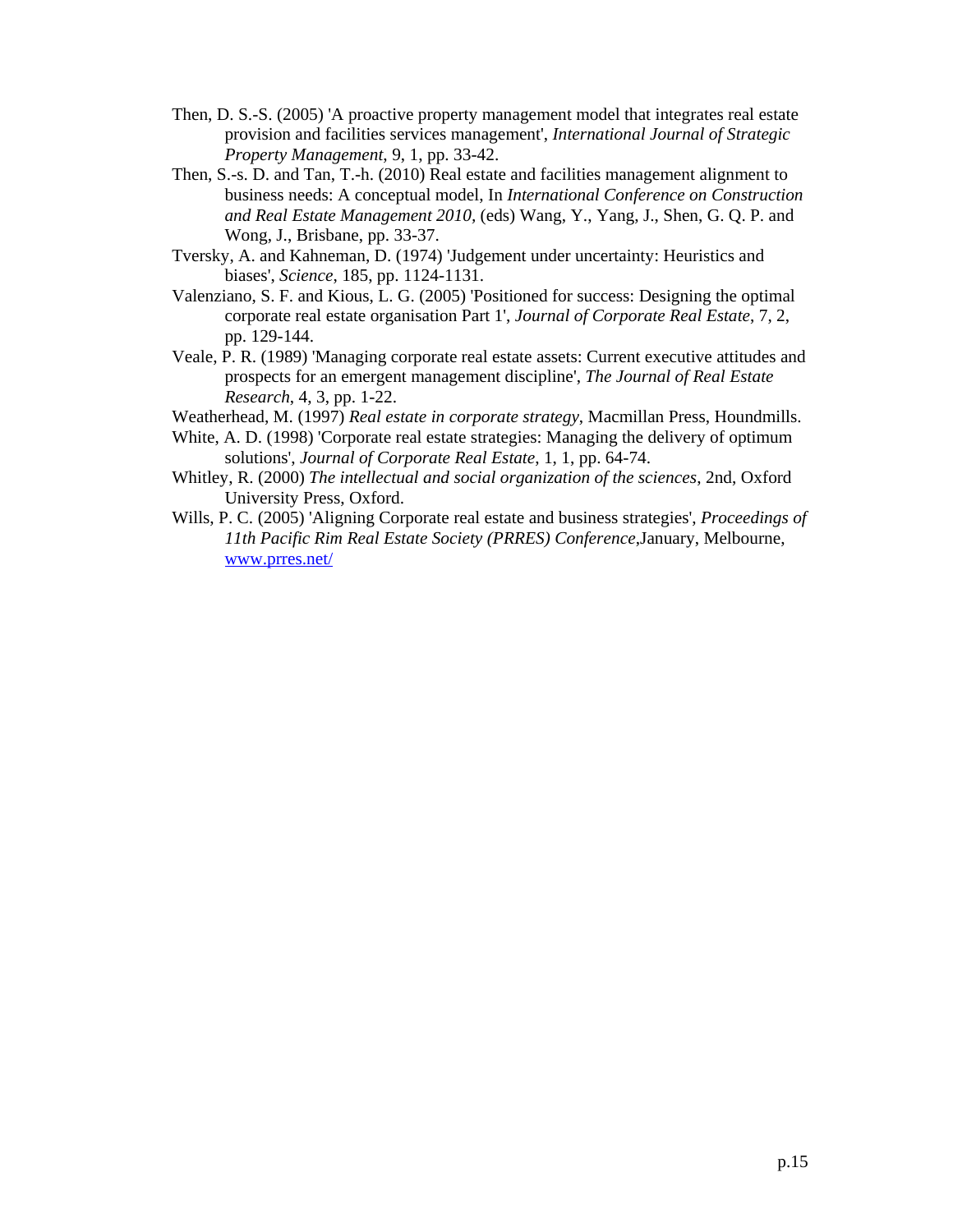Then, D. S.-S. (2005) 'A proactive property management model that integrates real estate provision and facilities services management', *International Journal of Strategic Property Management*, 9, 1, pp. 33-42.

Then, S.-s. D. and Tan, T.-h. (2010) Real estate and facilities management alignment to business needs: A conceptual model, In *International Conference on Construction and Real Estate Management 2010*, (eds) Wang, Y., Yang, J., Shen, G. Q. P. and Wong, J., Brisbane, pp. 33-37.

Tversky, A. and Kahneman, D. (1974) 'Judgement under uncertainty: Heuristics and biases', *Science*, 185, pp. 1124-1131.

Valenziano, S. F. and Kious, L. G. (2005) 'Positioned for success: Designing the optimal corporate real estate organisation Part 1', *Journal of Corporate Real Estate*, 7, 2, pp. 129-144.

Veale, P. R. (1989) 'Managing corporate real estate assets: Current executive attitudes and prospects for an emergent management discipline', *The Journal of Real Estate Research*, 4, 3, pp. 1-22.

Weatherhead, M. (1997) *Real estate in corporate strategy*, Macmillan Press, Houndmills.

White, A. D. (1998) 'Corporate real estate strategies: Managing the delivery of optimum solutions', *Journal of Corporate Real Estate*, 1, 1, pp. 64-74.

Whitley, R. (2000) *The intellectual and social organization of the sciences*, 2nd, Oxford University Press, Oxford.

Wills, P. C. (2005) 'Aligning Corporate real estate and business strategies', *Proceedings of 11th Pacific Rim Real Estate Society (PRRES) Conference*,January, Melbourne, [www.prres.net/](www.prres.net/)